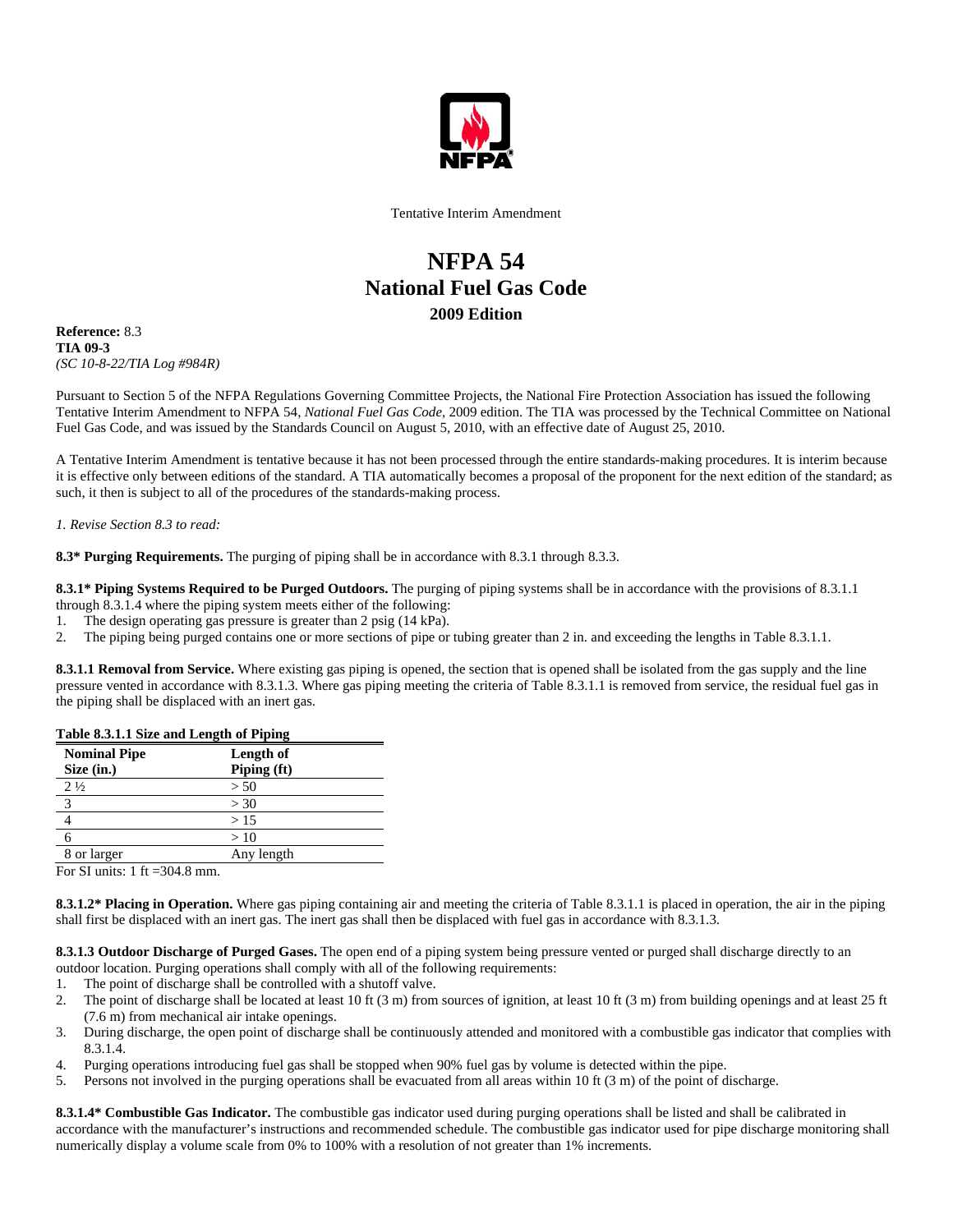Tentative Interim Amendment

# NFPA 54
# National Fuel Gas Code
## 2009 Edition

**Reference:** 8.3
**TIA 09-3**
*(SC 10-8-22/TIA Log #984R)*

Pursuant to Section 5 of the NFPA Regulations Governing Committee Projects, the National Fire Protection Association has issued the following Tentative Interim Amendment to NFPA 54, *National Fuel Gas Code*, 2009 edition. The TIA was processed by the Technical Committee on National Fuel Gas Code, and was issued by the Standards Council on August 5, 2010, with an effective date of August 25, 2010.

A Tentative Interim Amendment is tentative because it has not been processed through the entire standards-making procedures. It is interim because it is effective only between editions of the standard. A TIA automatically becomes a proposal of the proponent for the next edition of the standard; as such, it then is subject to all of the procedures of the standards-making process.

*1. Revise Section 8.3 to read:*

**8.3* Purging Requirements.** The purging of piping shall be in accordance with 8.3.1 through 8.3.3.

**8.3.1* Piping Systems Required to be Purged Outdoors.** The purging of piping systems shall be in accordance with the provisions of 8.3.1.1 through 8.3.1.4 where the piping system meets either of the following:

1. The design operating gas pressure is greater than 2 psig (14 kPa).
2. The piping being purged contains one or more sections of pipe or tubing greater than 2 in. and exceeding the lengths in Table 8.3.1.1.

**8.3.1.1 Removal from Service.** Where existing gas piping is opened, the section that is opened shall be isolated from the gas supply and the line pressure vented in accordance with 8.3.1.3. Where gas piping meeting the criteria of Table 8.3.1.1 is removed from service, the residual fuel gas in the piping shall be displaced with an inert gas.

**Table 8.3.1.1 Size and Length of Piping**

| Nominal Pipe Size (in.) | Length of Piping (ft) |
|---|---|
| 2 ½ | > 50 |
| 3 | > 30 |
| 4 | > 15 |
| 6 | > 10 |
| 8 or larger | Any length |

For SI units: 1 ft =304.8 mm.

**8.3.1.2* Placing in Operation.** Where gas piping containing air and meeting the criteria of Table 8.3.1.1 is placed in operation, the air in the piping shall first be displaced with an inert gas. The inert gas shall then be displaced with fuel gas in accordance with 8.3.1.3.

**8.3.1.3 Outdoor Discharge of Purged Gases.** The open end of a piping system being pressure vented or purged shall discharge directly to an outdoor location. Purging operations shall comply with all of the following requirements:

1. The point of discharge shall be controlled with a shutoff valve.
2. The point of discharge shall be located at least 10 ft (3 m) from sources of ignition, at least 10 ft (3 m) from building openings and at least 25 ft (7.6 m) from mechanical air intake openings.
3. During discharge, the open point of discharge shall be continuously attended and monitored with a combustible gas indicator that complies with 8.3.1.4.
4. Purging operations introducing fuel gas shall be stopped when 90% fuel gas by volume is detected within the pipe.
5. Persons not involved in the purging operations shall be evacuated from all areas within 10 ft (3 m) of the point of discharge.

**8.3.1.4* Combustible Gas Indicator.** The combustible gas indicator used during purging operations shall be listed and shall be calibrated in accordance with the manufacturer's instructions and recommended schedule. The combustible gas indicator used for pipe discharge monitoring shall numerically display a volume scale from 0% to 100% with a resolution of not greater than 1% increments.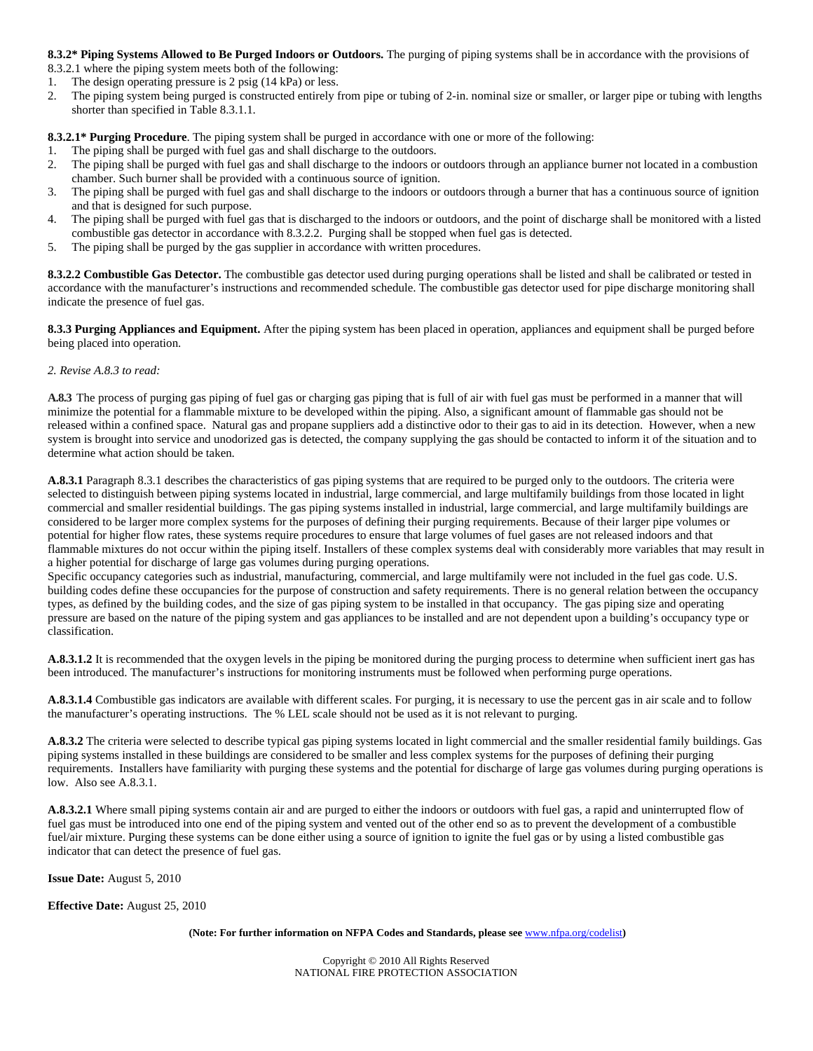**8.3.2* Piping Systems Allowed to Be Purged Indoors or Outdoors.** The purging of piping systems shall be in accordance with the provisions of 8.3.2.1 where the piping system meets both of the following:

1. The design operating pressure is 2 psig (14 kPa) or less.
2. The piping system being purged is constructed entirely from pipe or tubing of 2-in. nominal size or smaller, or larger pipe or tubing with lengths shorter than specified in Table 8.3.1.1.

**8.3.2.1* Purging Procedure**. The piping system shall be purged in accordance with one or more of the following:

1. The piping shall be purged with fuel gas and shall discharge to the outdoors.
2. The piping shall be purged with fuel gas and shall discharge to the indoors or outdoors through an appliance burner not located in a combustion chamber. Such burner shall be provided with a continuous source of ignition.
3. The piping shall be purged with fuel gas and shall discharge to the indoors or outdoors through a burner that has a continuous source of ignition and that is designed for such purpose.
4. The piping shall be purged with fuel gas that is discharged to the indoors or outdoors, and the point of discharge shall be monitored with a listed combustible gas detector in accordance with 8.3.2.2. Purging shall be stopped when fuel gas is detected.
5. The piping shall be purged by the gas supplier in accordance with written procedures.

**8.3.2.2 Combustible Gas Detector.** The combustible gas detector used during purging operations shall be listed and shall be calibrated or tested in accordance with the manufacturer's instructions and recommended schedule. The combustible gas detector used for pipe discharge monitoring shall indicate the presence of fuel gas.

**8.3.3 Purging Appliances and Equipment.** After the piping system has been placed in operation, appliances and equipment shall be purged before being placed into operation.

*2. Revise A.8.3 to read:*

**A.8.3** The process of purging gas piping of fuel gas or charging gas piping that is full of air with fuel gas must be performed in a manner that will minimize the potential for a flammable mixture to be developed within the piping. Also, a significant amount of flammable gas should not be released within a confined space. Natural gas and propane suppliers add a distinctive odor to their gas to aid in its detection. However, when a new system is brought into service and unodorized gas is detected, the company supplying the gas should be contacted to inform it of the situation and to determine what action should be taken.

**A.8.3.1** Paragraph 8.3.1 describes the characteristics of gas piping systems that are required to be purged only to the outdoors. The criteria were selected to distinguish between piping systems located in industrial, large commercial, and large multifamily buildings from those located in light commercial and smaller residential buildings. The gas piping systems installed in industrial, large commercial, and large multifamily buildings are considered to be larger more complex systems for the purposes of defining their purging requirements. Because of their larger pipe volumes or potential for higher flow rates, these systems require procedures to ensure that large volumes of fuel gases are not released indoors and that flammable mixtures do not occur within the piping itself. Installers of these complex systems deal with considerably more variables that may result in a higher potential for discharge of large gas volumes during purging operations.
Specific occupancy categories such as industrial, manufacturing, commercial, and large multifamily were not included in the fuel gas code. U.S. building codes define these occupancies for the purpose of construction and safety requirements. There is no general relation between the occupancy types, as defined by the building codes, and the size of gas piping system to be installed in that occupancy. The gas piping size and operating pressure are based on the nature of the piping system and gas appliances to be installed and are not dependent upon a building's occupancy type or classification.

**A.8.3.1.2** It is recommended that the oxygen levels in the piping be monitored during the purging process to determine when sufficient inert gas has been introduced. The manufacturer's instructions for monitoring instruments must be followed when performing purge operations.

**A.8.3.1.4** Combustible gas indicators are available with different scales. For purging, it is necessary to use the percent gas in air scale and to follow the manufacturer's operating instructions. The % LEL scale should not be used as it is not relevant to purging.

**A.8.3.2** The criteria were selected to describe typical gas piping systems located in light commercial and the smaller residential family buildings. Gas piping systems installed in these buildings are considered to be smaller and less complex systems for the purposes of defining their purging requirements. Installers have familiarity with purging these systems and the potential for discharge of large gas volumes during purging operations is low. Also see A.8.3.1.

**A.8.3.2.1** Where small piping systems contain air and are purged to either the indoors or outdoors with fuel gas, a rapid and uninterrupted flow of fuel gas must be introduced into one end of the piping system and vented out of the other end so as to prevent the development of a combustible fuel/air mixture. Purging these systems can be done either using a source of ignition to ignite the fuel gas or by using a listed combustible gas indicator that can detect the presence of fuel gas.

**Issue Date:** August 5, 2010

**Effective Date:** August 25, 2010

**(Note: For further information on NFPA Codes and Standards, please see www.nfpa.org/codelist)**

Copyright © 2010 All Rights Reserved
NATIONAL FIRE PROTECTION ASSOCIATION